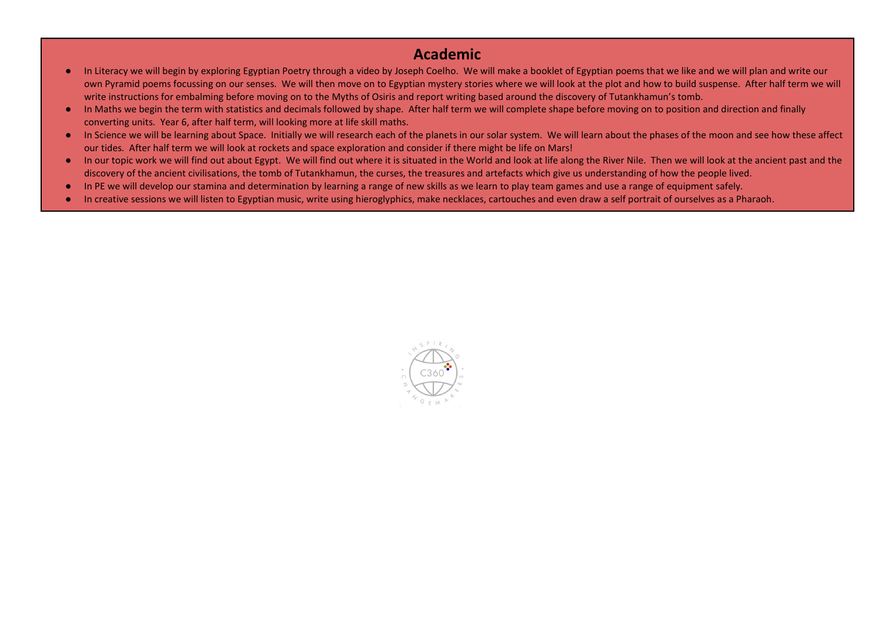## Academic

- In Literacy we will begin by exploring Egyptian Poetry through a video by Joseph Coelho. We will make a booklet of Egyptian poems that we like and we will plan and write our own Pyramid poems focussing on our senses. We will then move on to Egyptian mystery stories where we will look at the plot and how to build suspense. After half term we will write instructions for embalming before moving on to the Myths of Osiris and report writing based around the discovery of Tutankhamun's tomb.
- In Maths we begin the term with statistics and decimals followed by shape. After half term we will complete shape before moving on to position and direction and finally converting units. Year 6, after half term, will looking more at life skill maths.
- In Science we will be learning about Space. Initially we will research each of the planets in our solar system. We will learn about the phases of the moon and see how these affect our tides. After half term we will look at rockets and space exploration and consider if there might be life on Mars!
- In our topic work we will find out about Egypt. We will find out where it is situated in the World and look at life along the River Nile. Then we will look at the ancient past and the discovery of the ancient civilisations, the tomb of Tutankhamun, the curses, the treasures and artefacts which give us understanding of how the people lived.
- In PE we will develop our stamina and determination by learning a range of new skills as we learn to play team games and use a range of equipment safely.
- In creative sessions we will listen to Egyptian music, write using hieroglyphics, make necklaces, cartouches and even draw a self portrait of ourselves as a Pharaoh.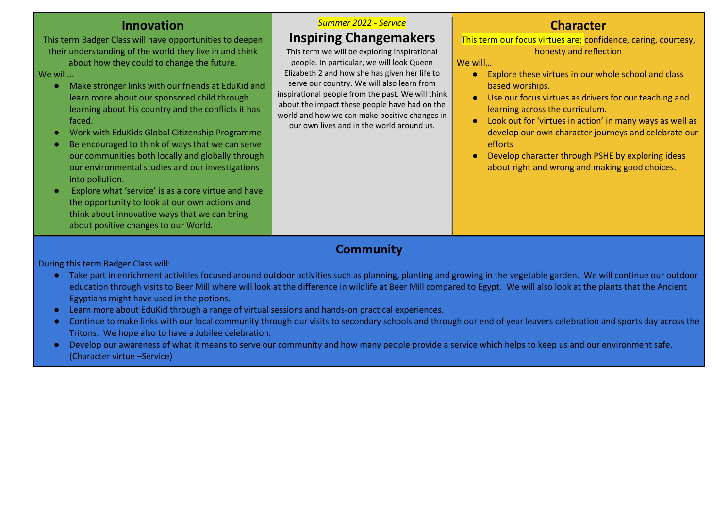## Innovation

This term Badger Class will have opportunities to deepen their understanding of the world they live in and think about how they could to change the future.

We will...

- Make stronger links with our friends at EduKid and learn more about our sponsored child through learning about his country and the conflicts it has faced.
- Work with EduKids Global Citizenship Programme
- Be encouraged to think of ways that we can serve our communities both locally and globally through our environmental studies and our investigations into pollution.
- Explore what 'service' is as a core virtue and have the opportunity to look at our own actions and think about innovative ways that we can bring about positive changes to our World.

*Summer 2022 - Service*

## Inspiring Changemakers

This term we will be exploring inspirational people. In particular, we will look Queen Elizabeth 2 and how she has given her life to serve our country. We will also learn from inspirational people from the past. We will think about the impact these people have had on the world and how we can make positive changes in our own lives and in the world around us.

## Character

This term our focus virtues are; confidence, caring, courtesy, honesty and reflection

We will...

- Explore these virtues in our whole school and class based worships.
- Use our focus virtues as drivers for our teaching and learning across the curriculum.
- Look out for 'virtues in action' in many ways as well as develop our own character journeys and celebrate our efforts
- Develop character through PSHE by exploring ideas about right and wrong and making good choices.

## Community

During this term Badger Class will:

- Take part in enrichment activities focused around outdoor activities such as planning, planting and growing in the vegetable garden. We will continue our outdoor education through visits to Beer Mill where will look at the difference in wildlife at Beer Mill compared to Egypt. We will also look at the plants that the Ancient Egyptians might have used in the potions.
- Learn more about EduKid through a range of virtual sessions and hands-on practical experiences.
- Continue to make links with our local community through our visits to secondary schools and through our end of year leavers celebration and sports day across the Tritons. We hope also to have a Jubilee celebration.
- Develop our awareness of what it means to serve our community and how many people provide a service which helps to keep us and our environment safe. (Character virtue –Service)